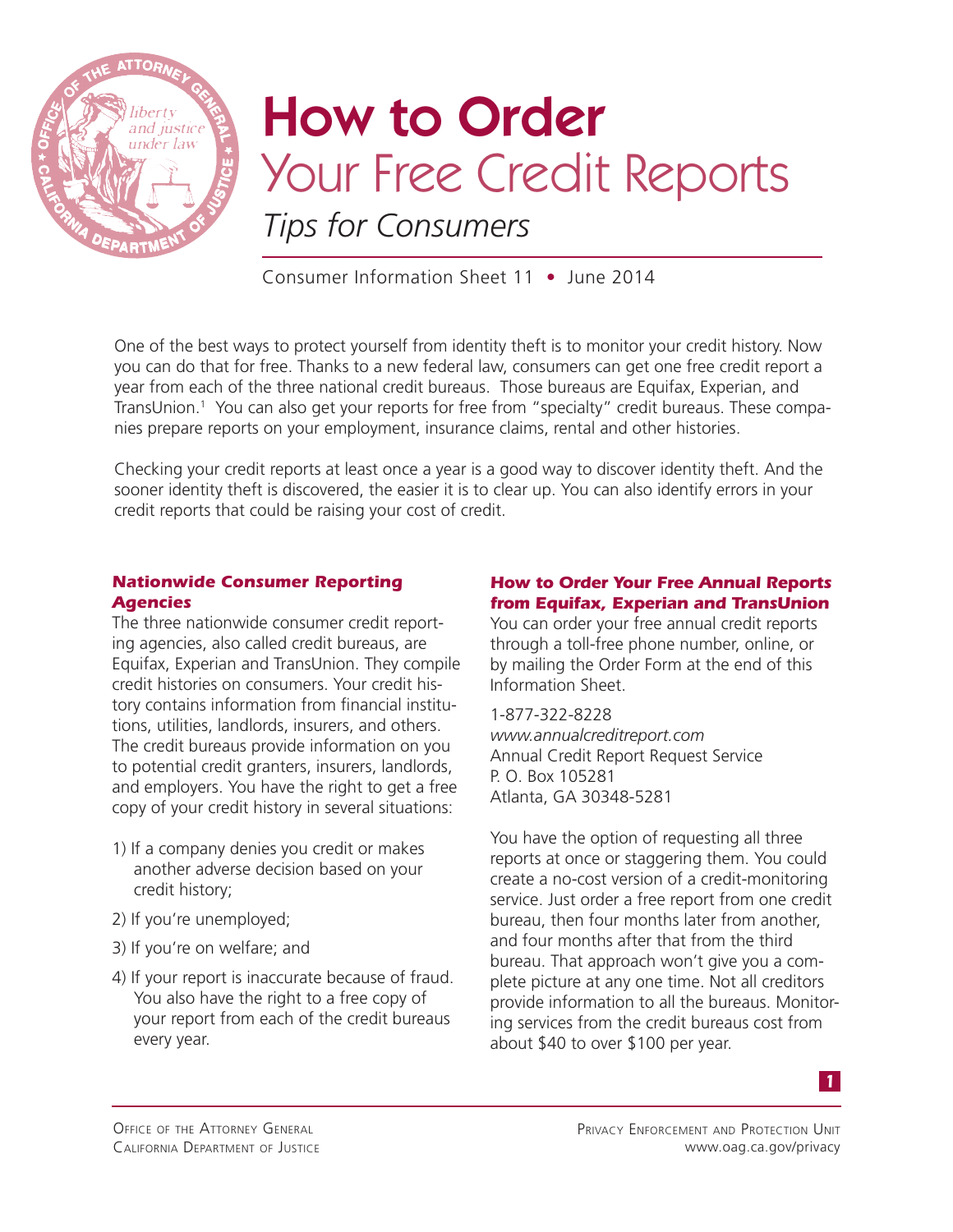# How to Order Your Free Credit Reports

## *Tips for Consumers*

Consumer Information Sheet 11 • June 2014

One of the best ways to protect yourself from identity theft is to monitor your credit history. Now you can do that for free. Thanks to a new federal law, consumers can get one free credit report a year from each of the three national credit bureaus. Those bureaus are Equifax, Experian, and TransUnion.[1] You can also get your reports for free from "specialty" credit bureaus. These companies prepare reports on your employment, insurance claims, rental and other histories.

Checking your credit reports at least once a year is a good way to discover identity theft. And the sooner identity theft is discovered, the easier it is to clear up. You can also identify errors in your credit reports that could be raising your cost of credit.

### *Nationwide Consumer Reporting Agencies*

The three nationwide consumer credit reporting agencies, also called credit bureaus, are Equifax, Experian and TransUnion. They compile credit histories on consumers. Your credit history contains information from financial institutions, utilities, landlords, insurers, and others. The credit bureaus provide information on you to potential credit granters, insurers, landlords, and employers. You have the right to get a free copy of your credit history in several situations:

1) If a company denies you credit or makes another adverse decision based on your credit history;

2) If you're unemployed;

3) If you're on welfare; and

4) If your report is inaccurate because of fraud. You also have the right to a free copy of your report from each of the credit bureaus every year.

### *How to Order Your Free Annual Reports from Equifax, Experian and TransUnion*

You can order your free annual credit reports through a toll-free phone number, online, or by mailing the Order Form at the end of this Information Sheet.

1-877-322-8228  
*www.annualcreditreport.com*  
Annual Credit Report Request Service  
P. O. Box 105281  
Atlanta, GA 30348-5281

You have the option of requesting all three reports at once or staggering them. You could create a no-cost version of a credit-monitoring service. Just order a free report from one credit bureau, then four months later from another, and four months after that from the third bureau. That approach won't give you a complete picture at any one time. Not all creditors provide information to all the bureaus. Monitoring services from the credit bureaus cost from about $40 to over $100 per year.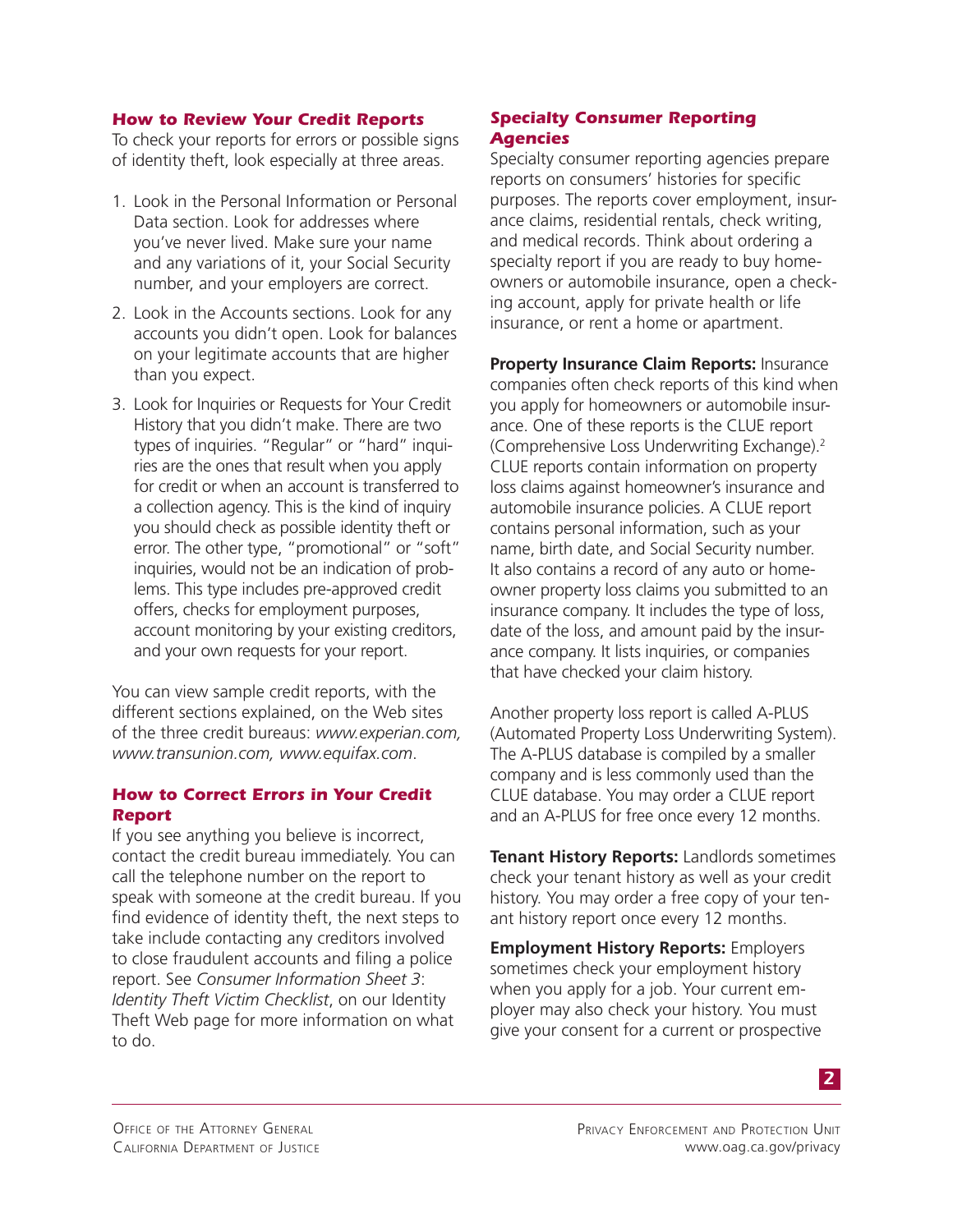### How to Review Your Credit Reports

To check your reports for errors or possible signs of identity theft, look especially at three areas.

1. Look in the Personal Information or Personal Data section. Look for addresses where you've never lived. Make sure your name and any variations of it, your Social Security number, and your employers are correct.
2. Look in the Accounts sections. Look for any accounts you didn't open. Look for balances on your legitimate accounts that are higher than you expect.
3. Look for Inquiries or Requests for Your Credit History that you didn't make. There are two types of inquiries. "Regular" or "hard" inquiries are the ones that result when you apply for credit or when an account is transferred to a collection agency. This is the kind of inquiry you should check as possible identity theft or error. The other type, "promotional" or "soft" inquiries, would not be an indication of problems. This type includes pre-approved credit offers, checks for employment purposes, account monitoring by your existing creditors, and your own requests for your report.

You can view sample credit reports, with the different sections explained, on the Web sites of the three credit bureaus: *www.experian.com, www.transunion.com, www.equifax.com*.

### How to Correct Errors in Your Credit Report

If you see anything you believe is incorrect, contact the credit bureau immediately. You can call the telephone number on the report to speak with someone at the credit bureau. If you find evidence of identity theft, the next steps to take include contacting any creditors involved to close fraudulent accounts and filing a police report. See *Consumer Information Sheet 3*: *Identity Theft Victim Checklist*, on our Identity Theft Web page for more information on what to do.

### Specialty Consumer Reporting Agencies

Specialty consumer reporting agencies prepare reports on consumers' histories for specific purposes. The reports cover employment, insurance claims, residential rentals, check writing, and medical records. Think about ordering a specialty report if you are ready to buy homeowners or automobile insurance, open a checking account, apply for private health or life insurance, or rent a home or apartment.

**Property Insurance Claim Reports:** Insurance companies often check reports of this kind when you apply for homeowners or automobile insurance. One of these reports is the CLUE report (Comprehensive Loss Underwriting Exchange).[2] CLUE reports contain information on property loss claims against homeowner's insurance and automobile insurance policies. A CLUE report contains personal information, such as your name, birth date, and Social Security number. It also contains a record of any auto or homeowner property loss claims you submitted to an insurance company. It includes the type of loss, date of the loss, and amount paid by the insurance company. It lists inquiries, or companies that have checked your claim history.

Another property loss report is called A-PLUS (Automated Property Loss Underwriting System). The A-PLUS database is compiled by a smaller company and is less commonly used than the CLUE database. You may order a CLUE report and an A-PLUS for free once every 12 months.

**Tenant History Reports:** Landlords sometimes check your tenant history as well as your credit history. You may order a free copy of your tenant history report once every 12 months.

**Employment History Reports:** Employers sometimes check your employment history when you apply for a job. Your current employer may also check your history. You must give your consent for a current or prospective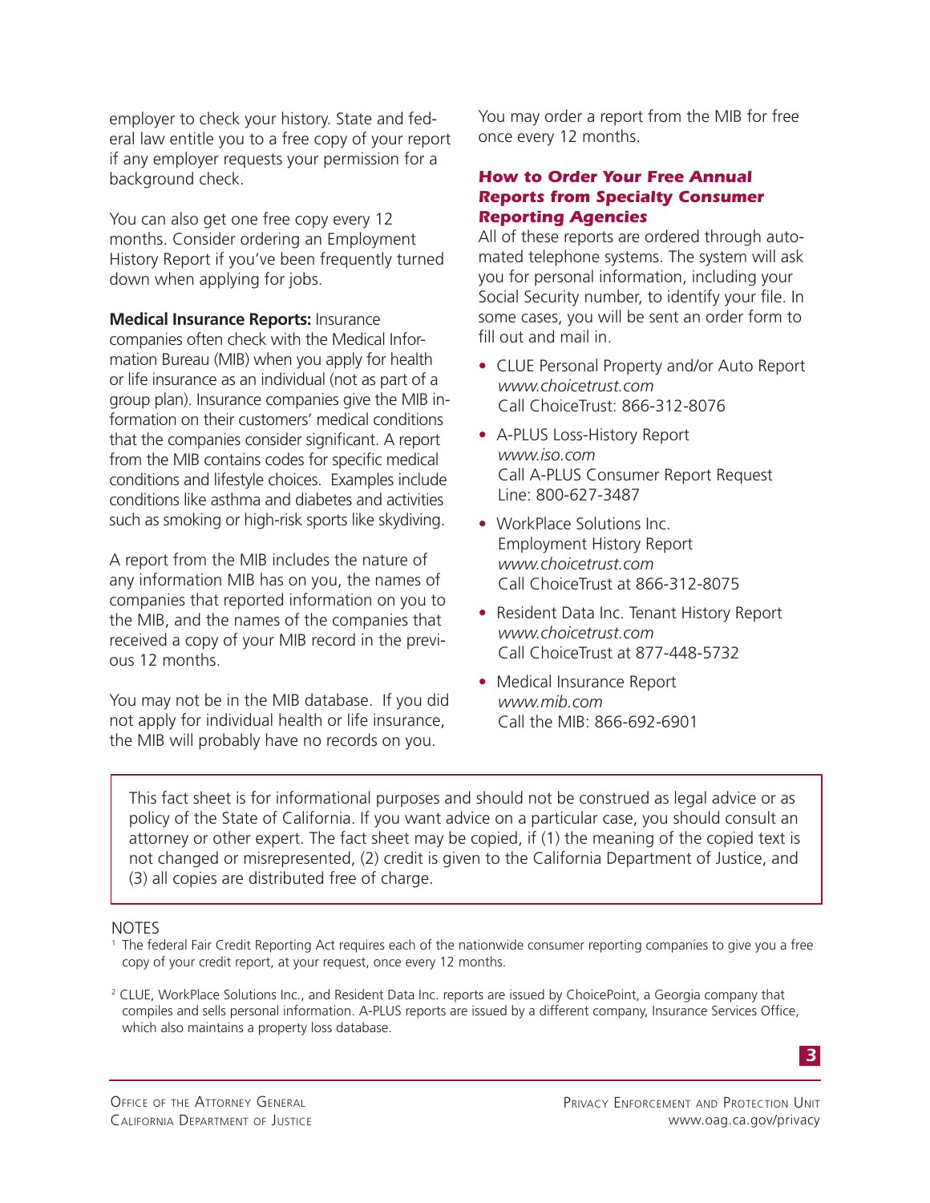employer to check your history. State and federal law entitle you to a free copy of your report if any employer requests your permission for a background check.

You can also get one free copy every 12 months. Consider ordering an Employment History Report if you've been frequently turned down when applying for jobs.

**Medical Insurance Reports:** Insurance companies often check with the Medical Information Bureau (MIB) when you apply for health or life insurance as an individual (not as part of a group plan). Insurance companies give the MIB information on their customers' medical conditions that the companies consider significant. A report from the MIB contains codes for specific medical conditions and lifestyle choices. Examples include conditions like asthma and diabetes and activities such as smoking or high-risk sports like skydiving.

A report from the MIB includes the nature of any information MIB has on you, the names of companies that reported information on you to the MIB, and the names of the companies that received a copy of your MIB record in the previous 12 months.

You may not be in the MIB database. If you did not apply for individual health or life insurance, the MIB will probably have no records on you.

You may order a report from the MIB for free once every 12 months.

### *How to Order Your Free Annual Reports from Specialty Consumer Reporting Agencies*

All of these reports are ordered through automated telephone systems. The system will ask you for personal information, including your Social Security number, to identify your file. In some cases, you will be sent an order form to fill out and mail in.

- CLUE Personal Property and/or Auto Report
  *www.choicetrust.com*
  Call ChoiceTrust: 866-312-8076
- A-PLUS Loss-History Report
  *www.iso.com*
  Call A-PLUS Consumer Report Request Line: 800-627-3487
- WorkPlace Solutions Inc. Employment History Report
  *www.choicetrust.com*
  Call ChoiceTrust at 866-312-8075
- Resident Data Inc. Tenant History Report
  *www.choicetrust.com*
  Call ChoiceTrust at 877-448-5732
- Medical Insurance Report
  *www.mib.com*
  Call the MIB: 866-692-6901

This fact sheet is for informational purposes and should not be construed as legal advice or as policy of the State of California. If you want advice on a particular case, you should consult an attorney or other expert. The fact sheet may be copied, if (1) the meaning of the copied text is not changed or misrepresented, (2) credit is given to the California Department of Justice, and (3) all copies are distributed free of charge.

NOTES

[1] The federal Fair Credit Reporting Act requires each of the nationwide consumer reporting companies to give you a free copy of your credit report, at your request, once every 12 months.

[2] CLUE, WorkPlace Solutions Inc., and Resident Data Inc. reports are issued by ChoicePoint, a Georgia company that compiles and sells personal information. A-PLUS reports are issued by a different company, Insurance Services Office, which also maintains a property loss database.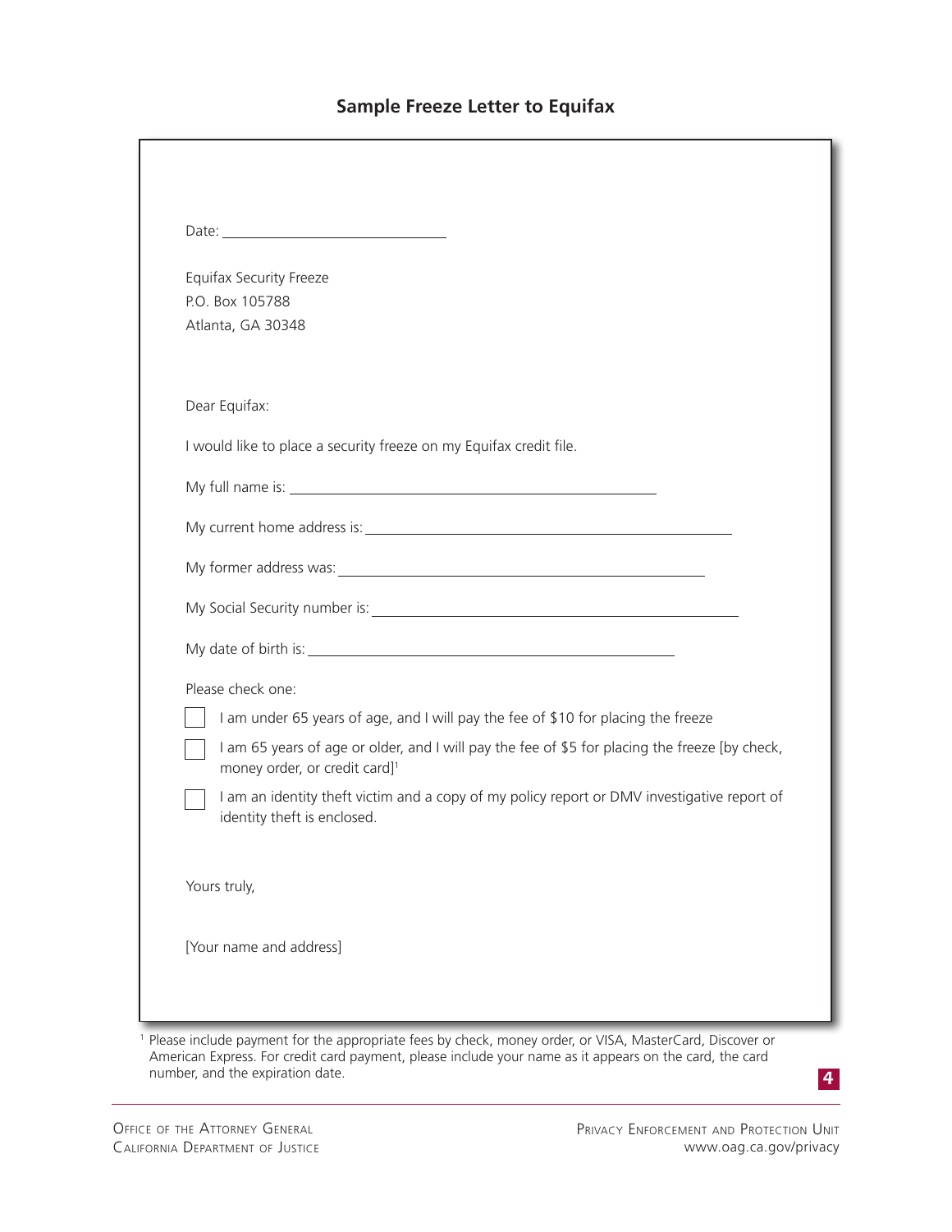## Sample Freeze Letter to Equifax

Date: ______________________

Equifax Security Freeze
P.O. Box 105788
Atlanta, GA 30348

Dear Equifax:

I would like to place a security freeze on my Equifax credit file.

My full name is: ______________________________________

My current home address is: ______________________________________

My former address was: ______________________________________

My Social Security number is: ______________________________________

My date of birth is: ______________________________________

Please check one:

- [ ] I am under 65 years of age, and I will pay the fee of $10 for placing the freeze
- [ ] I am 65 years of age or older, and I will pay the fee of $5 for placing the freeze [by check, money order, or credit card][1]
- [ ] I am an identity theft victim and a copy of my policy report or DMV investigative report of identity theft is enclosed.

Yours truly,

[Your name and address]

[1] Please include payment for the appropriate fees by check, money order, or VISA, MasterCard, Discover or American Express. For credit card payment, please include your name as it appears on the card, the card number, and the expiration date.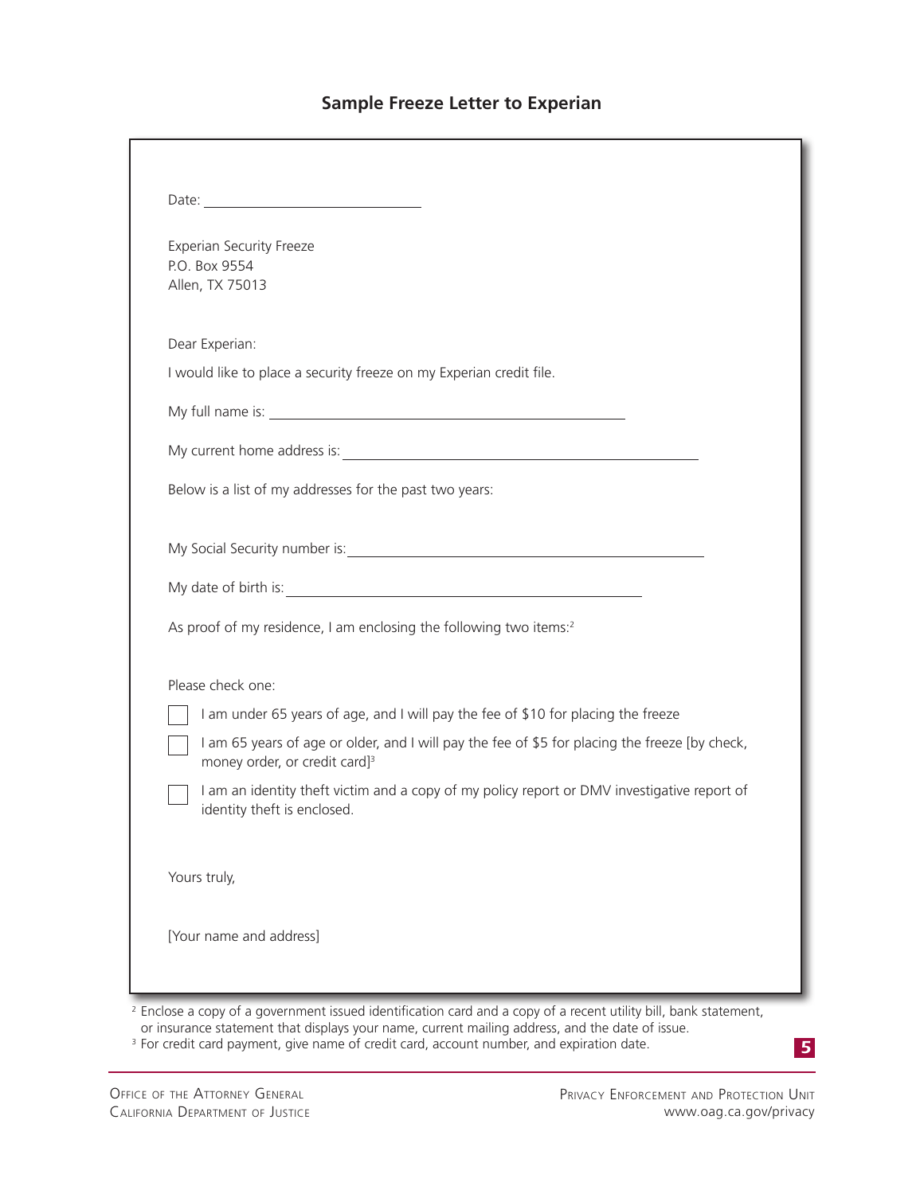## Sample Freeze Letter to Experian

Date: ____________________________

Experian Security Freeze
P.O. Box 9554
Allen, TX 75013

Dear Experian:

I would like to place a security freeze on my Experian credit file.

My full name is: ____________________________________________

My current home address is: ____________________________________________

Below is a list of my addresses for the past two years:

My Social Security number is: ____________________________________________

My date of birth is: ____________________________________________

As proof of my residence, I am enclosing the following two items:[2]

Please check one:

- [ ] I am under 65 years of age, and I will pay the fee of $10 for placing the freeze
- [ ] I am 65 years of age or older, and I will pay the fee of $5 for placing the freeze [by check, money order, or credit card][3]
- [ ] I am an identity theft victim and a copy of my policy report or DMV investigative report of identity theft is enclosed.

Yours truly,

[Your name and address]

[2] Enclose a copy of a government issued identification card and a copy of a recent utility bill, bank statement, or insurance statement that displays your name, current mailing address, and the date of issue.

[3] For credit card payment, give name of credit card, account number, and expiration date.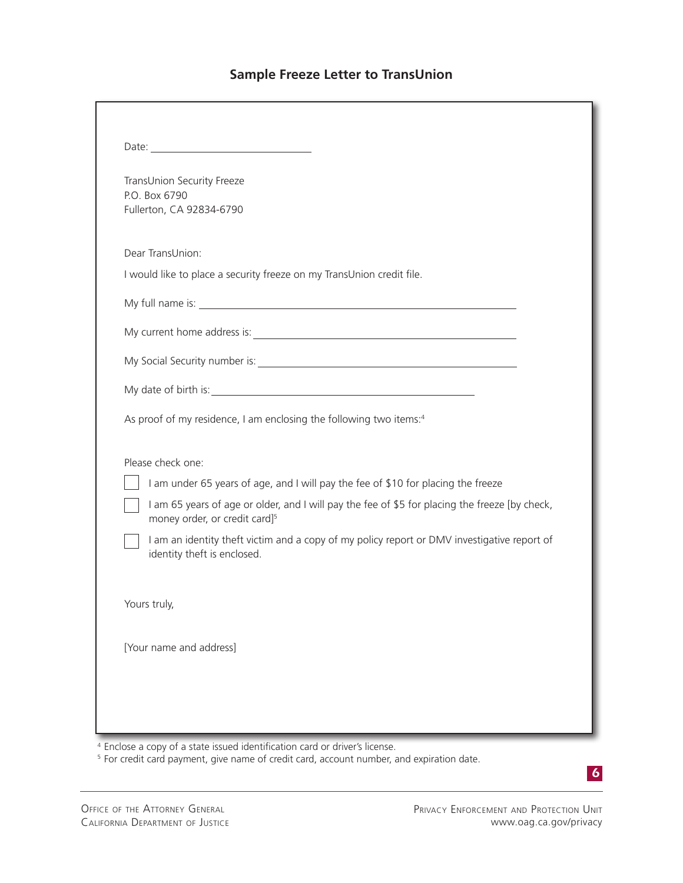## Sample Freeze Letter to TransUnion

Date: ______________________________

TransUnion Security Freeze
P.O. Box 6790
Fullerton, CA 92834-6790

Dear TransUnion:

I would like to place a security freeze on my TransUnion credit file.

My full name is: ____________________________________________________________

My current home address is: __________________________________________________

My Social Security number is: _________________________________________________

My date of birth is: _________________________________________________

As proof of my residence, I am enclosing the following two items:[4]

Please check one:

- [ ] I am under 65 years of age, and I will pay the fee of $10 for placing the freeze
- [ ] I am 65 years of age or older, and I will pay the fee of $5 for placing the freeze [by check, money order, or credit card][5]
- [ ] I am an identity theft victim and a copy of my policy report or DMV investigative report of identity theft is enclosed.

Yours truly,

[Your name and address]

[4] Enclose a copy of a state issued identification card or driver's license.
[5] For credit card payment, give name of credit card, account number, and expiration date.